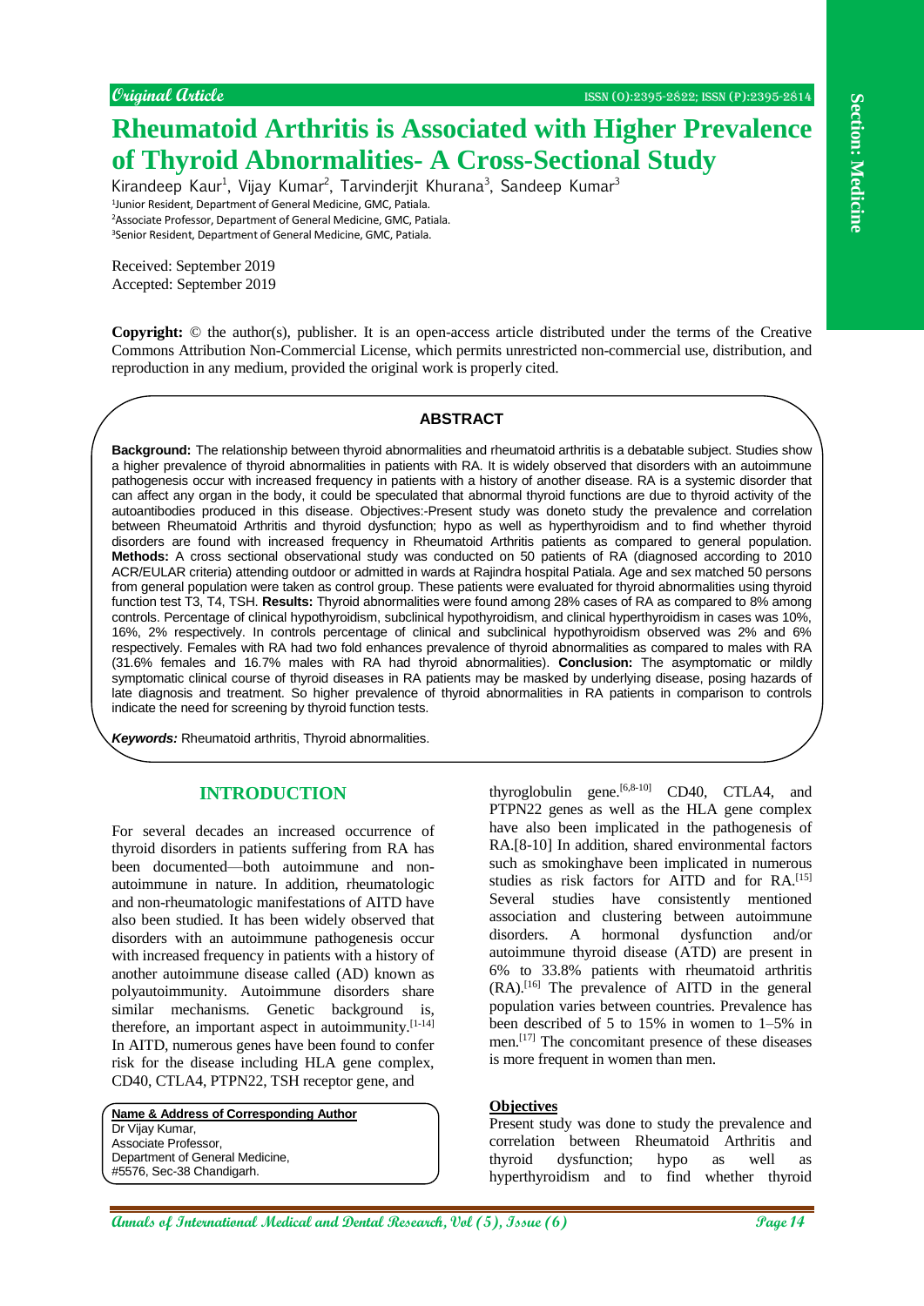Original Article

# Rheumatoid Arthritis is Associated with Higher Prevalence of Thyroid Abnormalities- A Cross-Sectional Study

Kirandeep Kaur[1], Vijay Kumar[2], Tarvinderjit Khurana[3], Sandeep Kumar[3]

[1]Junior Resident, Department of General Medicine, GMC, Patiala.
[2]Associate Professor, Department of General Medicine, GMC, Patiala.
[3]Senior Resident, Department of General Medicine, GMC, Patiala.

Received: September 2019
Accepted: September 2019

**Copyright:** © the author(s), publisher. It is an open-access article distributed under the terms of the Creative Commons Attribution Non-Commercial License, which permits unrestricted non-commercial use, distribution, and reproduction in any medium, provided the original work is properly cited.

## ABSTRACT

**Background:** The relationship between thyroid abnormalities and rheumatoid arthritis is a debatable subject. Studies show a higher prevalence of thyroid abnormalities in patients with RA. It is widely observed that disorders with an autoimmune pathogenesis occur with increased frequency in patients with a history of another disease. RA is a systemic disorder that can affect any organ in the body, it could be speculated that abnormal thyroid functions are due to thyroid activity of the autoantibodies produced in this disease. Objectives:-Present study was doneto study the prevalence and correlation between Rheumatoid Arthritis and thyroid dysfunction; hypo as well as hyperthyroidism and to find whether thyroid disorders are found with increased frequency in Rheumatoid Arthritis patients as compared to general population. **Methods:** A cross sectional observational study was conducted on 50 patients of RA (diagnosed according to 2010 ACR/EULAR criteria) attending outdoor or admitted in wards at Rajindra hospital Patiala. Age and sex matched 50 persons from general population were taken as control group. These patients were evaluated for thyroid abnormalities using thyroid function test T3, T4, TSH. **Results:** Thyroid abnormalities were found among 28% cases of RA as compared to 8% among controls. Percentage of clinical hypothyroidism, subclinical hypothyroidism, and clinical hyperthyroidism in cases was 10%, 16%, 2% respectively. In controls percentage of clinical and subclinical hypothyroidism observed was 2% and 6% respectively. Females with RA had two fold enhances prevalence of thyroid abnormalities as compared to males with RA (31.6% females and 16.7% males with RA had thyroid abnormalities). **Conclusion:** The asymptomatic or mildly symptomatic clinical course of thyroid diseases in RA patients may be masked by underlying disease, posing hazards of late diagnosis and treatment. So higher prevalence of thyroid abnormalities in RA patients in comparison to controls indicate the need for screening by thyroid function tests.

***Keywords:*** Rheumatoid arthritis, Thyroid abnormalities.

## INTRODUCTION

For several decades an increased occurrence of thyroid disorders in patients suffering from RA has been documented—both autoimmune and non-autoimmune in nature. In addition, rheumatologic and non-rheumatologic manifestations of AITD have also been studied. It has been widely observed that disorders with an autoimmune pathogenesis occur with increased frequency in patients with a history of another autoimmune disease called (AD) known as polyautoimmunity. Autoimmune disorders share similar mechanisms. Genetic background is, therefore, an important aspect in autoimmunity.[1-14] In AITD, numerous genes have been found to confer risk for the disease including HLA gene complex, CD40, CTLA4, PTPN22, TSH receptor gene, and thyroglobulin gene.[6,8-10] CD40, CTLA4, and PTPN22 genes as well as the HLA gene complex have also been implicated in the pathogenesis of RA.[8-10] In addition, shared environmental factors such as smokinghave been implicated in numerous studies as risk factors for AITD and for RA.[15] Several studies have consistently mentioned association and clustering between autoimmune disorders. A hormonal dysfunction and/or autoimmune thyroid disease (ATD) are present in 6% to 33.8% patients with rheumatoid arthritis (RA).[16] The prevalence of AITD in the general population varies between countries. Prevalence has been described of 5 to 15% in women to 1–5% in men.[17] The concomitant presence of these diseases is more frequent in women than men.

**Name & Address of Corresponding Author**
Dr Vijay Kumar,
Associate Professor,
Department of General Medicine,
#5576, Sec-38 Chandigarh.

### Objectives

Present study was done to study the prevalence and correlation between Rheumatoid Arthritis and thyroid dysfunction; hypo as well as hyperthyroidism and to find whether thyroid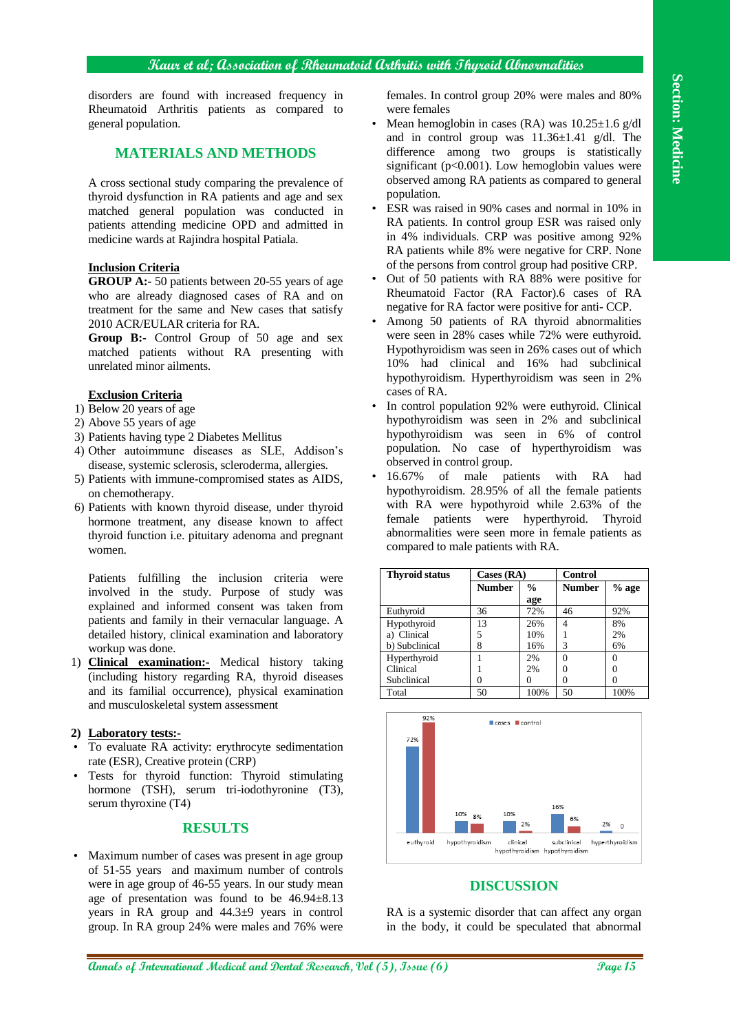disorders are found with increased frequency in Rheumatoid Arthritis patients as compared to general population.

## MATERIALS AND METHODS

A cross sectional study comparing the prevalence of thyroid dysfunction in RA patients and age and sex matched general population was conducted in patients attending medicine OPD and admitted in medicine wards at Rajindra hospital Patiala.

**Inclusion Criteria**

**GROUP A:-** 50 patients between 20-55 years of age who are already diagnosed cases of RA and on treatment for the same and New cases that satisfy 2010 ACR/EULAR criteria for RA.

**Group B:-** Control Group of 50 age and sex matched patients without RA presenting with unrelated minor ailments.

**Exclusion Criteria**

1) Below 20 years of age
2) Above 55 years of age
3) Patients having type 2 Diabetes Mellitus
4) Other autoimmune diseases as SLE, Addison's disease, systemic sclerosis, scleroderma, allergies.
5) Patients with immune-compromised states as AIDS, on chemotherapy.
6) Patients with known thyroid disease, under thyroid hormone treatment, any disease known to affect thyroid function i.e. pituitary adenoma and pregnant women.

Patients fulfilling the inclusion criteria were involved in the study. Purpose of study was explained and informed consent was taken from patients and family in their vernacular language. A detailed history, clinical examination and laboratory workup was done.

1) **Clinical examination:-** Medical history taking (including history regarding RA, thyroid diseases and its familial occurrence), physical examination and musculoskeletal system assessment

2) **Laboratory tests:-**

- To evaluate RA activity: erythrocyte sedimentation rate (ESR), Creative protein (CRP)
- Tests for thyroid function: Thyroid stimulating hormone (TSH), serum tri-iodothyronine (T3), serum thyroxine (T4)

## RESULTS

- Maximum number of cases was present in age group of 51-55 years and maximum number of controls were in age group of 46-55 years. In our study mean age of presentation was found to be 46.94±8.13 years in RA group and 44.3±9 years in control group. In RA group 24% were males and 76% were females. In control group 20% were males and 80% were females
- Mean hemoglobin in cases (RA) was 10.25±1.6 g/dl and in control group was 11.36±1.41 g/dl. The difference among two groups is statistically significant ($p<0.001$). Low hemoglobin values were observed among RA patients as compared to general population.
- ESR was raised in 90% cases and normal in 10% in RA patients. In control group ESR was raised only in 4% individuals. CRP was positive among 92% RA patients while 8% were negative for CRP. None of the persons from control group had positive CRP.
- Out of 50 patients with RA 88% were positive for Rheumatoid Factor (RA Factor).6 cases of RA negative for RA factor were positive for anti- CCP.
- Among 50 patients of RA thyroid abnormalities were seen in 28% cases while 72% were euthyroid. Hypothyroidism was seen in 26% cases out of which 10% had clinical and 16% had subclinical hypothyroidism. Hyperthyroidism was seen in 2% cases of RA.
- In control population 92% were euthyroid. Clinical hypothyroidism was seen in 2% and subclinical hypothyroidism was seen in 6% of control population. No case of hyperthyroidism was observed in control group.
- 16.67% of male patients with RA had hypothyroidism. 28.95% of all the female patients with RA were hypothyroid while 2.63% of the female patients were hyperthyroid. Thyroid abnormalities were seen more in female patients as compared to male patients with RA.

| Thyroid status | Cases (RA) | | Control | |
|---|---|---|---|---|
| | Number | % age | Number | % age |
| Euthyroid | 36 | 72% | 46 | 92% |
| Hypothyroid | 13 | 26% | 4 | 8% |
| a) Clinical | 5 | 10% | 1 | 2% |
| b) Subclinical | 8 | 16% | 3 | 6% |
| Hyperthyroid | 1 | 2% | 0 | 0 |
| Clinical | 1 | 2% | 0 | 0 |
| Subclinical | 0 | 0 | 0 | 0 |
| Total | 50 | 100% | 50 | 100% |

## DISCUSSION

RA is a systemic disorder that can affect any organ in the body, it could be speculated that abnormal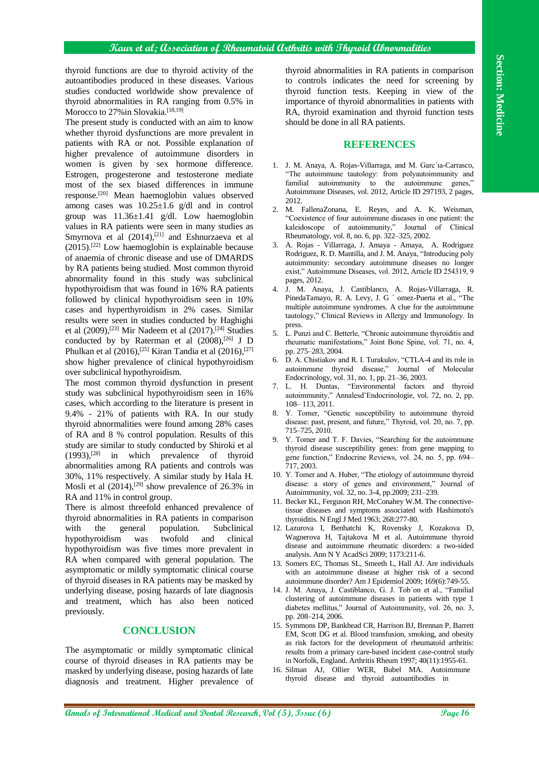thyroid functions are due to thyroid activity of the autoantibodies produced in these diseases. Various studies conducted worldwide show prevalence of thyroid abnormalities in RA ranging from 0.5% in Morocco to 27%in Slovakia.[18,19]

The present study is conducted with an aim to know whether thyroid dysfunctions are more prevalent in patients with RA or not. Possible explanation of higher prevalence of autoimmune disorders in women is given by sex hormone difference. Estrogen, progesterone and testosterone mediate most of the sex biased differences in immune response.[20] Mean haemoglobin values observed among cases was 10.25±1.6 g/dl and in control group was 11.36±1.41 g/dl. Low haemoglobin values in RA patients were seen in many studies as Smyrnova et al (2014),[21] and Eshnurzaeva et al (2015).[22] Low haemoglobin is explainable because of anaemia of chronic disease and use of DMARDS by RA patients being studied. Most common thyroid abnormality found in this study was subclinical hypothyroidism that was found in 16% RA patients followed by clinical hypothyroidism seen in 10% cases and hyperthyroidism in 2% cases. Similar results were seen in studies conducted by Haghighi et al (2009),[23] Mir Nadeem et al (2017).[24] Studies conducted by Raterman et al (2008),[26] J D Phulkan et al (2016),[25] Kiran Tandia et al (2016),[27] show higher prevalence of clinical hypothyroidism over subclinical hypothyroidism.

The most common thyroid dysfunction in present study was subclinical hypothyroidism seen in 16% cases, which according to the literature is present in 9.4% - 21% of patients with RA. In our study thyroid abnormalities were found among 28% cases of RA and 8 % control population. Results of this study are similar to study conducted by Shiroki et al (1993),[28] in which prevalence of thyroid abnormalities among RA patients and controls was 30%, 11% respectively. A similar study by Hala H. Mosli et al (2014),[29] show prevalence of 26.3% in RA and 11% in control group.

There is almost threefold enhanced prevalence of thyroid abnormalities in RA patients in comparison with the general population. Subclinical hypothyroidism was twofold and clinical hypothyroidism was five times more prevalent in RA when compared with general population. The asymptomatic or mildly symptomatic clinical course of thyroid diseases in RA patients may be masked by underlying disease, posing hazards of late diagnosis and treatment, which has also been noticed previously.

## CONCLUSION

The asymptomatic or mildly symptomatic clinical course of thyroid diseases in RA patients may be masked by underlying disease, posing hazards of late diagnosis and treatment. Higher prevalence of thyroid abnormalities in RA patients in comparison to controls indicates the need for screening by thyroid function tests. Keeping in view of the importance of thyroid abnormalities in patients with RA, thyroid examination and thyroid function tests should be done in all RA patients.

## REFERENCES

1. J. M. Anaya, A. Rojas-Villarraga, and M. Garc´ıa-Carrasco, "The autoimmune tautology: from polyautoimmunity and familial autoimmunity to the autoimmune genes," Autoimmune Diseases, vol. 2012, Article ID 297193, 2 pages, 2012.
2. M. FallenaZonana, E. Reyes, and A. K. Weisman, "Coexistence of four autoimmune diseases in one patient: the kaleidoscope of autoimmunity," Journal of Clinical Rheumatology, vol. 8, no. 6, pp. 322–325, 2002.
3. A. Rojas - Villarraga, J. Amaya - Amaya, A. Rodriguez Rodriguez, R. D. Mantilla, and J. M. Anaya, "Introducing poly autoimmunity: secondary autoimmune diseases no longer exist," Autoimmune Diseases, vol. 2012, Article ID 254319, 9 pages, 2012.
4. J. M. Anaya, J. Castiblanco, A. Rojas-Villarraga, R. PinedaTamayo, R. A. Levy, J. G ´ omez-Puerta et al., "The multiple autoimmune syndromes. A clue for the autoimmune tautology," Clinical Reviews in Allergy and Immunology. In press.
5. L. Punzi and C. Betterle, "Chronic autoimmune thyroiditis and rheumatic manifestations," Joint Bone Spine, vol. 71, no. 4, pp. 275–283, 2004.
6. D. A. Chistiakov and R. I. Turakulov, "CTLA-4 and its role in autoimmune thyroid disease," Journal of Molecular Endocrinology, vol. 31, no. 1, pp. 21–36, 2003.
7. L. H. Duntas, "Environmental factors and thyroid autoimmunity," Annalesd'Endocrinologie, vol. 72, no. 2, pp. 108– 113, 2011.
8. Y. Tomer, "Genetic susceptibility to autoimmune thyroid disease: past, present, and future," Thyroid, vol. 20, no. 7, pp. 715–725, 2010.
9. Y. Tomer and T. F. Davies, "Searching for the autoimmune thyroid disease susceptibility genes: from gene mapping to gene function," Endocrine Reviews, vol. 24, no. 5, pp. 694–717, 2003.
10. Y. Tomer and A. Huber, "The etiology of autoimmune thyroid disease: a story of genes and environment," Journal of Autoimmunity, vol. 32, no. 3-4, pp.2009; 231–239.
11. Becker KL, Ferguson RH, McConahey W.M. The connective-tissue diseases and symptoms associated with Hashimoto's thyroiditis. N Engl J Med 1963; 268:277-80.
12. Lazurova I, Benhatchi K, Rovensky J, Kozakova D, Wagnerova H, Tajtakova M et al. Autoimmune thyroid disease and autoimmune rheumatic disorders: a two-sided analysis. Ann N Y AcadSci 2009; 1173:211-6.
13. Somers EC, Thomas SL, Smeeth L, Hall AJ. Are individuals with an autoimmune disease at higher risk of a second autoimmune disorder? Am J Epidemiol 2009; 169(6):749-55.
14. J. M. Anaya, J. Castiblanco, G. J. Tob´on et al., "Familial clustering of autoimmune diseases in patients with type 1 diabetes mellitus," Journal of Autoimmunity, vol. 26, no. 3, pp. 208–214, 2006.
15. Symmons DP, Bankhead CR, Harrison BJ, Brennan P, Barrett EM, Scott DG et al. Blood transfusion, smoking, and obesity as risk factors for the development of rheumatoid arthritis: results from a primary care-based incident case-control study in Norfolk, England. Arthritis Rheum 1997; 40(11):1955-61.
16. Silman AJ, Ollier WER, Bubel MA. Autoimmune thyroid disease and thyroid autoantibodies in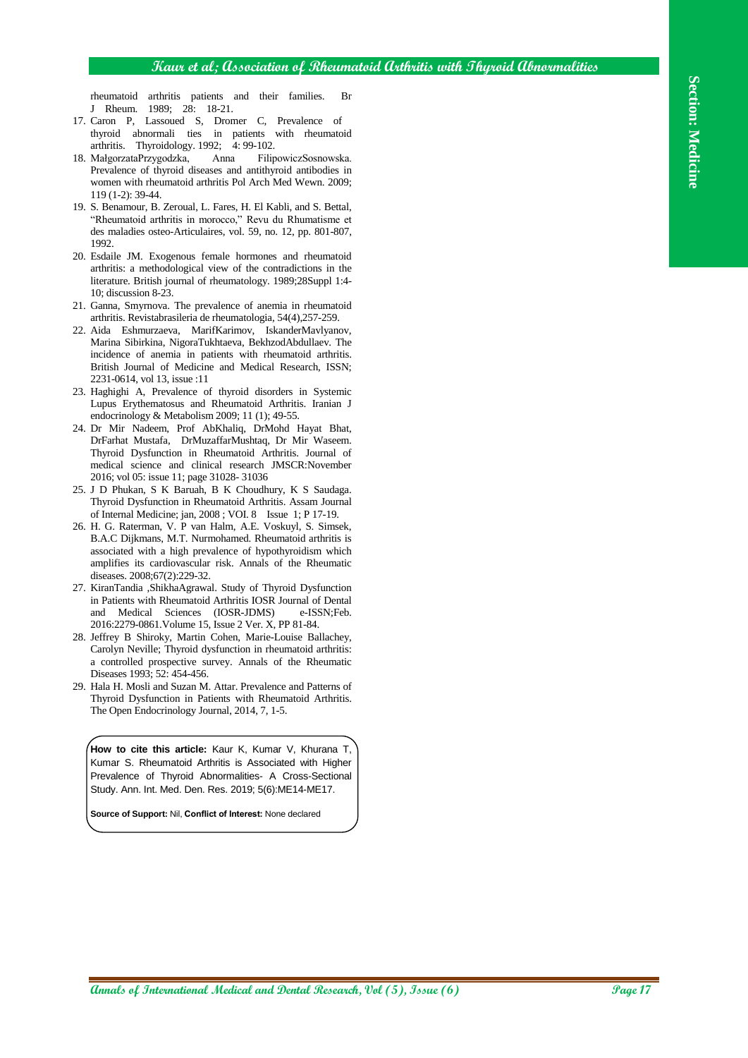rheumatoid arthritis patients and their families. Br J Rheum. 1989; 28: 18-21.

17. Caron P, Lassoued S, Dromer C, Prevalence of thyroid abnormali ties in patients with rheumatoid arthritis. Thyroidology. 1992; 4: 99-102.
18. MałgorzataPrzygodzka, Anna FilipowiczSosnowska. Prevalence of thyroid diseases and antithyroid antibodies in women with rheumatoid arthritis Pol Arch Med Wewn. 2009; 119 (1-2): 39-44.
19. S. Benamour, B. Zeroual, L. Fares, H. El Kabli, and S. Bettal, "Rheumatoid arthritis in morocco," Revu du Rhumatisme et des maladies osteo-Articulaires, vol. 59, no. 12, pp. 801-807, 1992.
20. Esdaile JM. Exogenous female hormones and rheumatoid arthritis: a methodological view of the contradictions in the literature. British journal of rheumatology. 1989;28Suppl 1:4-10; discussion 8-23.
21. Ganna, Smyrnova. The prevalence of anemia in rheumatoid arthritis. Revistabrasileria de rheumatologia, 54(4),257-259.
22. Aida Eshmurzaeva, MarifKarimov, IskanderMavlyanov, Marina Sibirkina, NigoraTukhtaeva, BekhzodAbdullaev. The incidence of anemia in patients with rheumatoid arthritis. British Journal of Medicine and Medical Research, ISSN; 2231-0614, vol 13, issue :11
23. Haghighi A, Prevalence of thyroid disorders in Systemic Lupus Erythematosus and Rheumatoid Arthritis. Iranian J endocrinology & Metabolism 2009; 11 (1); 49-55.
24. Dr Mir Nadeem, Prof AbKhaliq, DrMohd Hayat Bhat, DrFarhat Mustafa, DrMuzaffarMushtaq, Dr Mir Waseem. Thyroid Dysfunction in Rheumatoid Arthritis. Journal of medical science and clinical research JMSCR:November 2016; vol 05: issue 11; page 31028- 31036
25. J D Phukan, S K Baruah, B K Choudhury, K S Saudaga. Thyroid Dysfunction in Rheumatoid Arthritis. Assam Journal of Internal Medicine; jan, 2008 ; VOI. 8 Issue 1; P 17-19.
26. H. G. Raterman, V. P van Halm, A.E. Voskuyl, S. Simsek, B.A.C Dijkmans, M.T. Nurmohamed. Rheumatoid arthritis is associated with a high prevalence of hypothyroidism which amplifies its cardiovascular risk. Annals of the Rheumatic diseases. 2008;67(2):229-32.
27. KiranTandia ,ShikhaAgrawal. Study of Thyroid Dysfunction in Patients with Rheumatoid Arthritis IOSR Journal of Dental and Medical Sciences (IOSR-JDMS) e-ISSN;Feb. 2016:2279-0861.Volume 15, Issue 2 Ver. X, PP 81-84.
28. Jeffrey B Shiroky, Martin Cohen, Marie-Louise Ballachey, Carolyn Neville; Thyroid dysfunction in rheumatoid arthritis: a controlled prospective survey. Annals of the Rheumatic Diseases 1993; 52: 454-456.
29. Hala H. Mosli and Suzan M. Attar. Prevalence and Patterns of Thyroid Dysfunction in Patients with Rheumatoid Arthritis. The Open Endocrinology Journal, 2014, 7, 1-5.

**How to cite this article:** Kaur K, Kumar V, Khurana T, Kumar S. Rheumatoid Arthritis is Associated with Higher Prevalence of Thyroid Abnormalities- A Cross-Sectional Study. Ann. Int. Med. Den. Res. 2019; 5(6):ME14-ME17.

**Source of Support:** Nil, **Conflict of Interest:** None declared